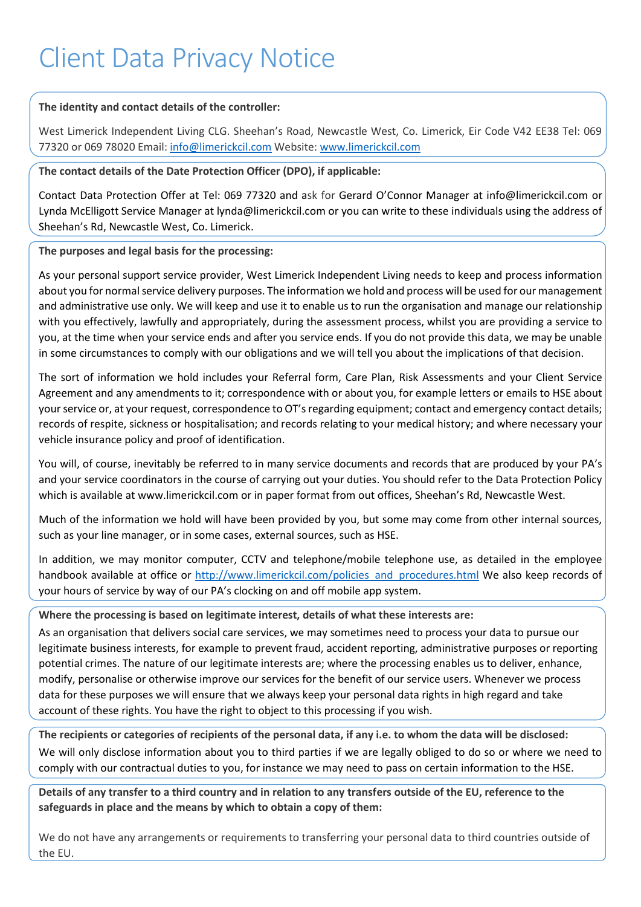# Client Data Privacy Notice

**The identity and contact details of the controller:**

West Limerick Independent Living CLG. Sheehan's Road, Newcastle West, Co. Limerick, Eir Code V42 EE38 Tel: 069 77320 or 069 78020 Email: info@limerickcil.com Website: www.limerickcil.com

**The contact details of the Date Protection Officer (DPO), if applicable:**

Contact Data Protection Offer at Tel: 069 77320 and ask for Gerard O'Connor Manager at info@limerickcil.com or Lynda McElligott Service Manager at lynda@limerickcil.com or you can write to these individuals using the address of Sheehan's Rd, Newcastle West, Co. Limerick.

**The purposes and legal basis for the processing:**

As your personal support service provider, West Limerick Independent Living needs to keep and process information about you for normal service delivery purposes. The information we hold and process will be used for our management and administrative use only. We will keep and use it to enable us to run the organisation and manage our relationship with you effectively, lawfully and appropriately, during the assessment process, whilst you are providing a service to you, at the time when your service ends and after you service ends. If you do not provide this data, we may be unable in some circumstances to comply with our obligations and we will tell you about the implications of that decision.

The sort of information we hold includes your Referral form, Care Plan, Risk Assessments and your Client Service Agreement and any amendments to it; correspondence with or about you, for example letters or emails to HSE about your service or, at your request, correspondence to OT's regarding equipment; contact and emergency contact details; records of respite, sickness or hospitalisation; and records relating to your medical history; and where necessary your vehicle insurance policy and proof of identification.

You will, of course, inevitably be referred to in many service documents and records that are produced by your PA's and your service coordinators in the course of carrying out your duties. You should refer to the Data Protection Policy which is available at www.limerickcil.com or in paper format from out offices, Sheehan's Rd, Newcastle West.

Much of the information we hold will have been provided by you, but some may come from other internal sources, such as your line manager, or in some cases, external sources, such as HSE.

In addition, we may monitor computer, CCTV and telephone/mobile telephone use, as detailed in the employee handbook available at office or http://www.limerickcil.com/policies_and_procedures.html We also keep records of your hours of service by way of our PA's clocking on and off mobile app system.

**Where the processing is based on legitimate interest, details of what these interests are:**

As an organisation that delivers social care services, we may sometimes need to process your data to pursue our legitimate business interests, for example to prevent fraud, accident reporting, administrative purposes or reporting potential crimes. The nature of our legitimate interests are; where the processing enables us to deliver, enhance, modify, personalise or otherwise improve our services for the benefit of our service users. Whenever we process data for these purposes we will ensure that we always keep your personal data rights in high regard and take account of these rights. You have the right to object to this processing if you wish.

**The recipients or categories of recipients of the personal data, if any i.e. to whom the data will be disclosed:**

We will only disclose information about you to third parties if we are legally obliged to do so or where we need to comply with our contractual duties to you, for instance we may need to pass on certain information to the HSE.

**Details of any transfer to a third country and in relation to any transfers outside of the EU, reference to the safeguards in place and the means by which to obtain a copy of them:**

We do not have any arrangements or requirements to transferring your personal data to third countries outside of the EU.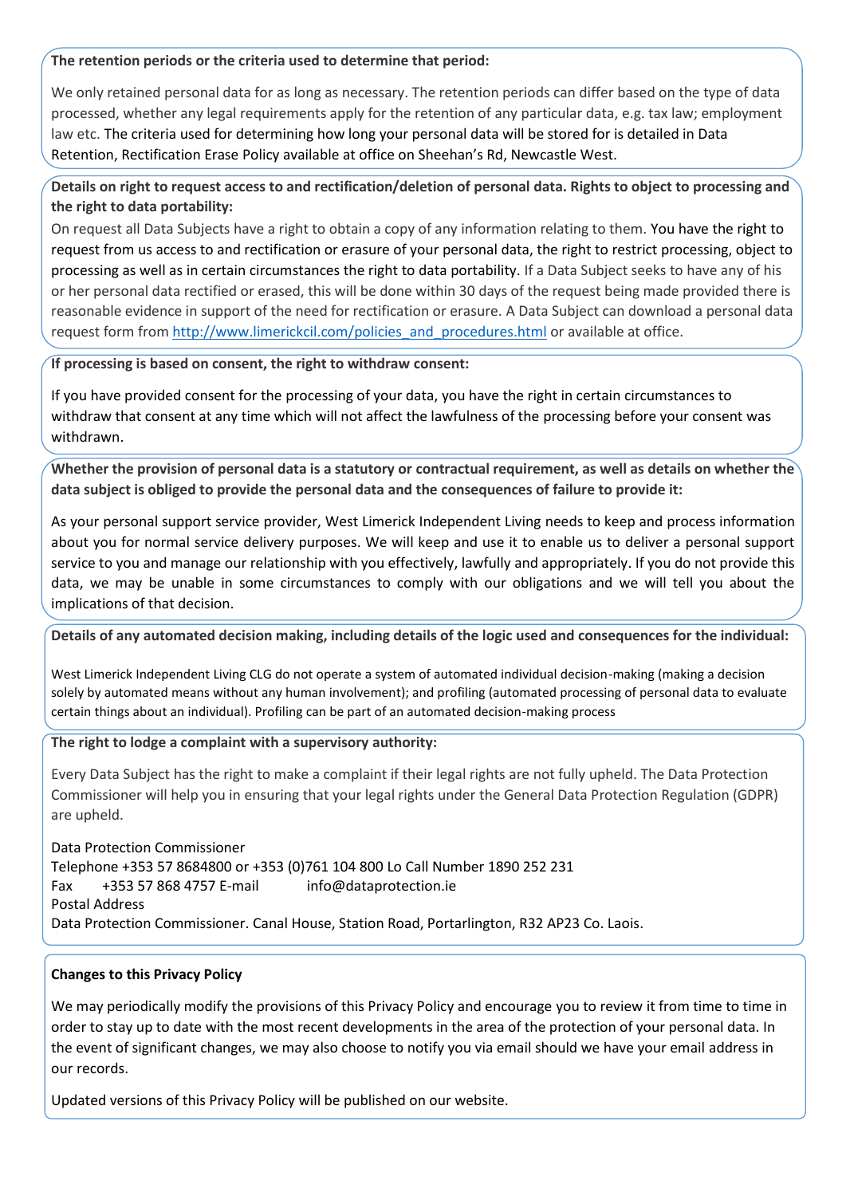**The retention periods or the criteria used to determine that period:**

We only retained personal data for as long as necessary. The retention periods can differ based on the type of data processed, whether any legal requirements apply for the retention of any particular data, e.g. tax law; employment law etc. The criteria used for determining how long your personal data will be stored for is detailed in Data Retention, Rectification Erase Policy available at office on Sheehan's Rd, Newcastle West.

**Details on right to request access to and rectification/deletion of personal data. Rights to object to processing and the right to data portability:**

On request all Data Subjects have a right to obtain a copy of any information relating to them. You have the right to request from us access to and rectification or erasure of your personal data, the right to restrict processing, object to processing as well as in certain circumstances the right to data portability. If a Data Subject seeks to have any of his or her personal data rectified or erased, this will be done within 30 days of the request being made provided there is reasonable evidence in support of the need for rectification or erasure. A Data Subject can download a personal data request form from http://www.limerickcil.com/policies_and_procedures.html or available at office.

**If processing is based on consent, the right to withdraw consent:**

If you have provided consent for the processing of your data, you have the right in certain circumstances to withdraw that consent at any time which will not affect the lawfulness of the processing before your consent was withdrawn.

**Whether the provision of personal data is a statutory or contractual requirement, as well as details on whether the data subject is obliged to provide the personal data and the consequences of failure to provide it:**

As your personal support service provider, West Limerick Independent Living needs to keep and process information about you for normal service delivery purposes. We will keep and use it to enable us to deliver a personal support service to you and manage our relationship with you effectively, lawfully and appropriately. If you do not provide this data, we may be unable in some circumstances to comply with our obligations and we will tell you about the implications of that decision.

**Details of any automated decision making, including details of the logic used and consequences for the individual:**

West Limerick Independent Living CLG do not operate a system of automated individual decision-making (making a decision solely by automated means without any human involvement); and profiling (automated processing of personal data to evaluate certain things about an individual). Profiling can be part of an automated decision-making process

**The right to lodge a complaint with a supervisory authority:**

Every Data Subject has the right to make a complaint if their legal rights are not fully upheld. The Data Protection Commissioner will help you in ensuring that your legal rights under the General Data Protection Regulation (GDPR) are upheld.

Data Protection Commissioner
Telephone +353 57 8684800 or +353 (0)761 104 800 Lo Call Number 1890 252 231
Fax +353 57 868 4757 E-mail info@dataprotection.ie
Postal Address
Data Protection Commissioner. Canal House, Station Road, Portarlington, R32 AP23 Co. Laois.

**Changes to this Privacy Policy**

We may periodically modify the provisions of this Privacy Policy and encourage you to review it from time to time in order to stay up to date with the most recent developments in the area of the protection of your personal data. In the event of significant changes, we may also choose to notify you via email should we have your email address in our records.

Updated versions of this Privacy Policy will be published on our website.